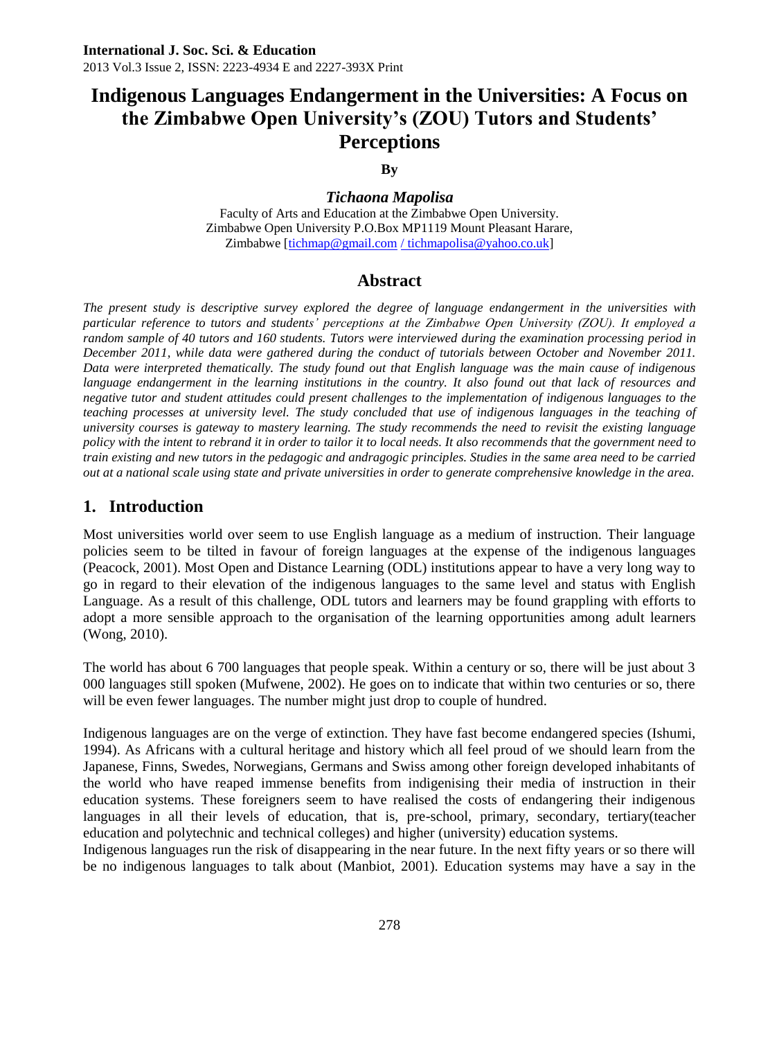# Indigenous Languages Endangerment in the Universities: A Focus on the Zimbabwe Open University's (ZOU) Tutors and Students' Perceptions

**By**

***Tichaona Mapolisa***

Faculty of Arts and Education at the Zimbabwe Open University.
Zimbabwe Open University P.O.Box MP1119 Mount Pleasant Harare,
Zimbabwe [tichmap@gmail.com / tichmapolisa@yahoo.co.uk]

## Abstract

*The present study is descriptive survey explored the degree of language endangerment in the universities with particular reference to tutors and students' perceptions at the Zimbabwe Open University (ZOU). It employed a random sample of 40 tutors and 160 students. Tutors were interviewed during the examination processing period in December 2011, while data were gathered during the conduct of tutorials between October and November 2011. Data were interpreted thematically. The study found out that English language was the main cause of indigenous language endangerment in the learning institutions in the country. It also found out that lack of resources and negative tutor and student attitudes could present challenges to the implementation of indigenous languages to the teaching processes at university level. The study concluded that use of indigenous languages in the teaching of university courses is gateway to mastery learning. The study recommends the need to revisit the existing language policy with the intent to rebrand it in order to tailor it to local needs. It also recommends that the government need to train existing and new tutors in the pedagogic and andragogic principles. Studies in the same area need to be carried out at a national scale using state and private universities in order to generate comprehensive knowledge in the area.*

## 1. Introduction

Most universities world over seem to use English language as a medium of instruction. Their language policies seem to be tilted in favour of foreign languages at the expense of the indigenous languages (Peacock, 2001). Most Open and Distance Learning (ODL) institutions appear to have a very long way to go in regard to their elevation of the indigenous languages to the same level and status with English Language. As a result of this challenge, ODL tutors and learners may be found grappling with efforts to adopt a more sensible approach to the organisation of the learning opportunities among adult learners (Wong, 2010).

The world has about 6 700 languages that people speak. Within a century or so, there will be just about 3 000 languages still spoken (Mufwene, 2002). He goes on to indicate that within two centuries or so, there will be even fewer languages. The number might just drop to couple of hundred.

Indigenous languages are on the verge of extinction. They have fast become endangered species (Ishumi, 1994). As Africans with a cultural heritage and history which all feel proud of we should learn from the Japanese, Finns, Swedes, Norwegians, Germans and Swiss among other foreign developed inhabitants of the world who have reaped immense benefits from indigenising their media of instruction in their education systems. These foreigners seem to have realised the costs of endangering their indigenous languages in all their levels of education, that is, pre-school, primary, secondary, tertiary(teacher education and polytechnic and technical colleges) and higher (university) education systems.

Indigenous languages run the risk of disappearing in the near future. In the next fifty years or so there will be no indigenous languages to talk about (Manbiot, 2001). Education systems may have a say in the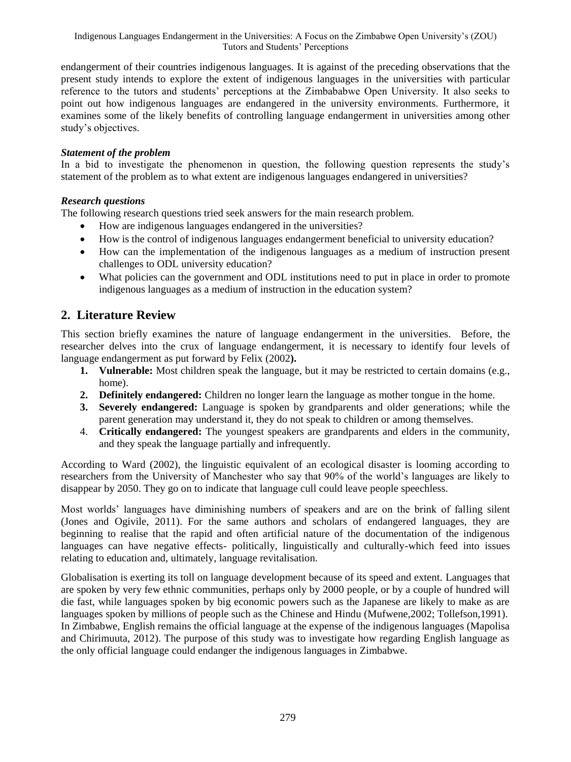endangerment of their countries indigenous languages. It is against of the preceding observations that the present study intends to explore the extent of indigenous languages in the universities with particular reference to the tutors and students' perceptions at the Zimbababwe Open University. It also seeks to point out how indigenous languages are endangered in the university environments. Furthermore, it examines some of the likely benefits of controlling language endangerment in universities among other study's objectives.

***Statement of the problem***

In a bid to investigate the phenomenon in question, the following question represents the study's statement of the problem as to what extent are indigenous languages endangered in universities?

***Research questions***

The following research questions tried seek answers for the main research problem.

- How are indigenous languages endangered in the universities?
- How is the control of indigenous languages endangerment beneficial to university education?
- How can the implementation of the indigenous languages as a medium of instruction present challenges to ODL university education?
- What policies can the government and ODL institutions need to put in place in order to promote indigenous languages as a medium of instruction in the education system?

## 2. Literature Review

This section briefly examines the nature of language endangerment in the universities. Before, the researcher delves into the crux of language endangerment, it is necessary to identify four levels of language endangerment as put forward by Felix (2002**).**

1. **Vulnerable:** Most children speak the language, but it may be restricted to certain domains (e.g., home).
2. **Definitely endangered:** Children no longer learn the language as mother tongue in the home.
3. **Severely endangered:** Language is spoken by grandparents and older generations; while the parent generation may understand it, they do not speak to children or among themselves.
4. **Critically endangered:** The youngest speakers are grandparents and elders in the community, and they speak the language partially and infrequently.

According to Ward (2002), the linguistic equivalent of an ecological disaster is looming according to researchers from the University of Manchester who say that 90% of the world's languages are likely to disappear by 2050. They go on to indicate that language cull could leave people speechless.

Most worlds' languages have diminishing numbers of speakers and are on the brink of falling silent (Jones and Ogivile, 2011). For the same authors and scholars of endangered languages, they are beginning to realise that the rapid and often artificial nature of the documentation of the indigenous languages can have negative effects- politically, linguistically and culturally-which feed into issues relating to education and, ultimately, language revitalisation.

Globalisation is exerting its toll on language development because of its speed and extent. Languages that are spoken by very few ethnic communities, perhaps only by 2000 people, or by a couple of hundred will die fast, while languages spoken by big economic powers such as the Japanese are likely to make as are languages spoken by millions of people such as the Chinese and Hindu (Mufwene,2002; Tollefson,1991). In Zimbabwe, English remains the official language at the expense of the indigenous languages (Mapolisa and Chirimuuta, 2012). The purpose of this study was to investigate how regarding English language as the only official language could endanger the indigenous languages in Zimbabwe.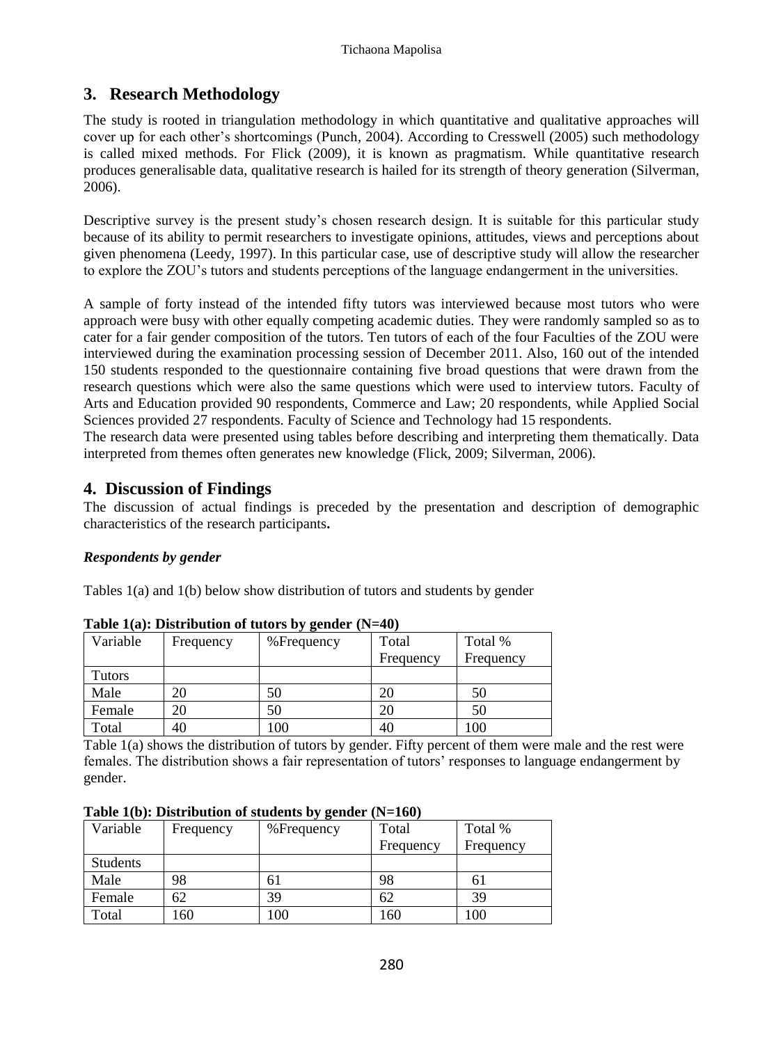## 3. Research Methodology

The study is rooted in triangulation methodology in which quantitative and qualitative approaches will cover up for each other's shortcomings (Punch, 2004). According to Cresswell (2005) such methodology is called mixed methods. For Flick (2009), it is known as pragmatism. While quantitative research produces generalisable data, qualitative research is hailed for its strength of theory generation (Silverman, 2006).

Descriptive survey is the present study's chosen research design. It is suitable for this particular study because of its ability to permit researchers to investigate opinions, attitudes, views and perceptions about given phenomena (Leedy, 1997). In this particular case, use of descriptive study will allow the researcher to explore the ZOU's tutors and students perceptions of the language endangerment in the universities.

A sample of forty instead of the intended fifty tutors was interviewed because most tutors who were approach were busy with other equally competing academic duties. They were randomly sampled so as to cater for a fair gender composition of the tutors. Ten tutors of each of the four Faculties of the ZOU were interviewed during the examination processing session of December 2011. Also, 160 out of the intended 150 students responded to the questionnaire containing five broad questions that were drawn from the research questions which were also the same questions which were used to interview tutors. Faculty of Arts and Education provided 90 respondents, Commerce and Law; 20 respondents, while Applied Social Sciences provided 27 respondents. Faculty of Science and Technology had 15 respondents.
The research data were presented using tables before describing and interpreting them thematically. Data interpreted from themes often generates new knowledge (Flick, 2009; Silverman, 2006).

## 4. Discussion of Findings

The discussion of actual findings is preceded by the presentation and description of demographic characteristics of the research participants**.**

***Respondents by gender***

Tables 1(a) and 1(b) below show distribution of tutors and students by gender

**Table 1(a): Distribution of tutors by gender (N=40)**

| Variable | Frequency | %Frequency | Total Frequency | Total % Frequency |
|---|---|---|---|---|
| Tutors | | | | |
| Male | 20 | 50 | 20 | 50 |
| Female | 20 | 50 | 20 | 50 |
| Total | 40 | 100 | 40 | 100 |

Table 1(a) shows the distribution of tutors by gender. Fifty percent of them were male and the rest were females. The distribution shows a fair representation of tutors' responses to language endangerment by gender.

**Table 1(b): Distribution of students by gender (N=160)**

| Variable | Frequency | %Frequency | Total Frequency | Total % Frequency |
|---|---|---|---|---|
| Students | | | | |
| Male | 98 | 61 | 98 | 61 |
| Female | 62 | 39 | 62 | 39 |
| Total | 160 | 100 | 160 | 100 |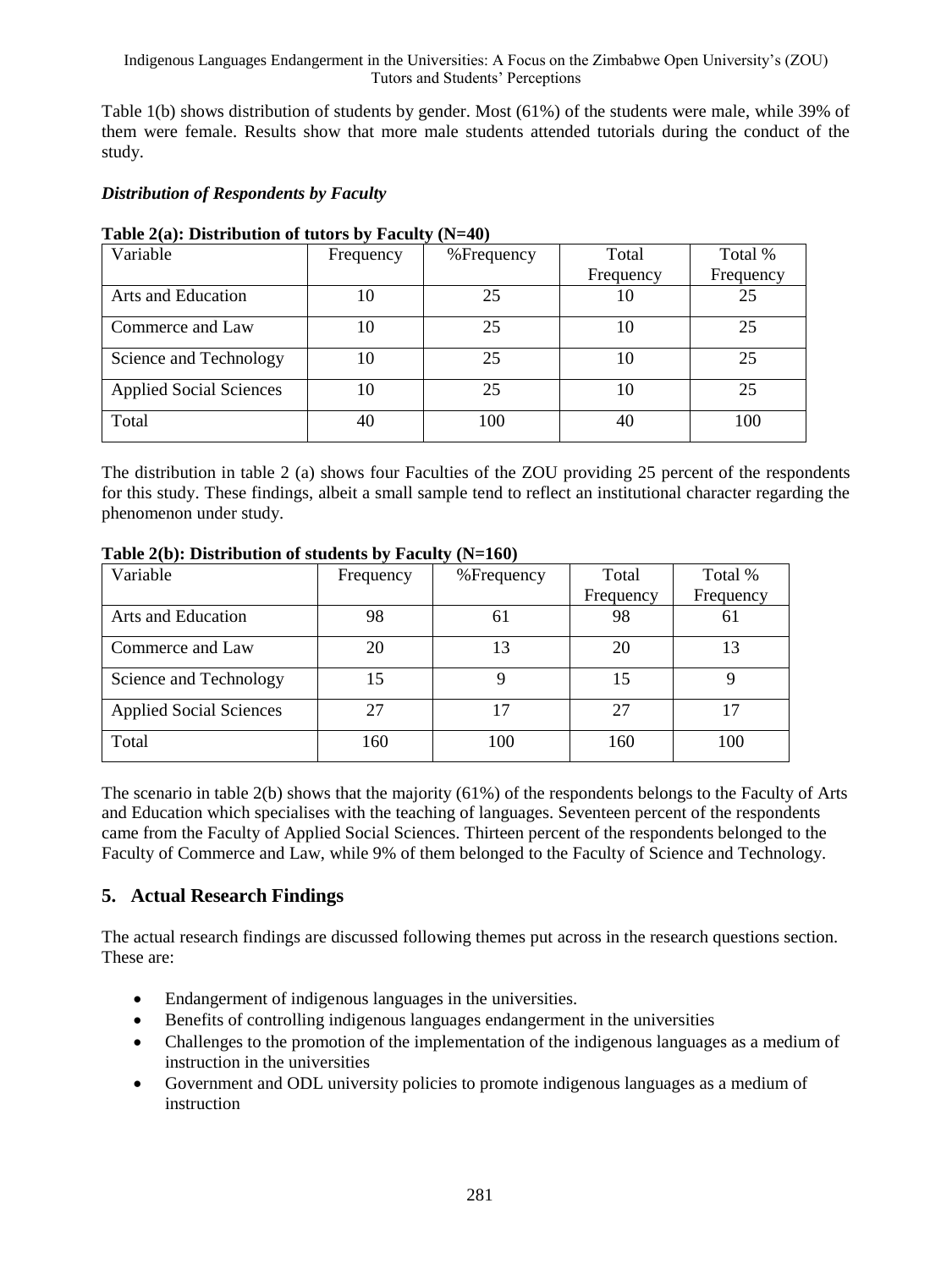Table 1(b) shows distribution of students by gender. Most (61%) of the students were male, while 39% of them were female. Results show that more male students attended tutorials during the conduct of the study.

***Distribution of Respondents by Faculty***

**Table 2(a): Distribution of tutors by Faculty (N=40)**

| Variable | Frequency | %Frequency | Total Frequency | Total % Frequency |
|---|---|---|---|---|
| Arts and Education | 10 | 25 | 10 | 25 |
| Commerce and Law | 10 | 25 | 10 | 25 |
| Science and Technology | 10 | 25 | 10 | 25 |
| Applied Social Sciences | 10 | 25 | 10 | 25 |
| Total | 40 | 100 | 40 | 100 |

The distribution in table 2 (a) shows four Faculties of the ZOU providing 25 percent of the respondents for this study. These findings, albeit a small sample tend to reflect an institutional character regarding the phenomenon under study.

**Table 2(b): Distribution of students by Faculty (N=160)**

| Variable | Frequency | %Frequency | Total Frequency | Total % Frequency |
|---|---|---|---|---|
| Arts and Education | 98 | 61 | 98 | 61 |
| Commerce and Law | 20 | 13 | 20 | 13 |
| Science and Technology | 15 | 9 | 15 | 9 |
| Applied Social Sciences | 27 | 17 | 27 | 17 |
| Total | 160 | 100 | 160 | 100 |

The scenario in table 2(b) shows that the majority (61%) of the respondents belongs to the Faculty of Arts and Education which specialises with the teaching of languages. Seventeen percent of the respondents came from the Faculty of Applied Social Sciences. Thirteen percent of the respondents belonged to the Faculty of Commerce and Law, while 9% of them belonged to the Faculty of Science and Technology.

## 5. Actual Research Findings

The actual research findings are discussed following themes put across in the research questions section. These are:

- Endangerment of indigenous languages in the universities.
- Benefits of controlling indigenous languages endangerment in the universities
- Challenges to the promotion of the implementation of the indigenous languages as a medium of instruction in the universities
- Government and ODL university policies to promote indigenous languages as a medium of instruction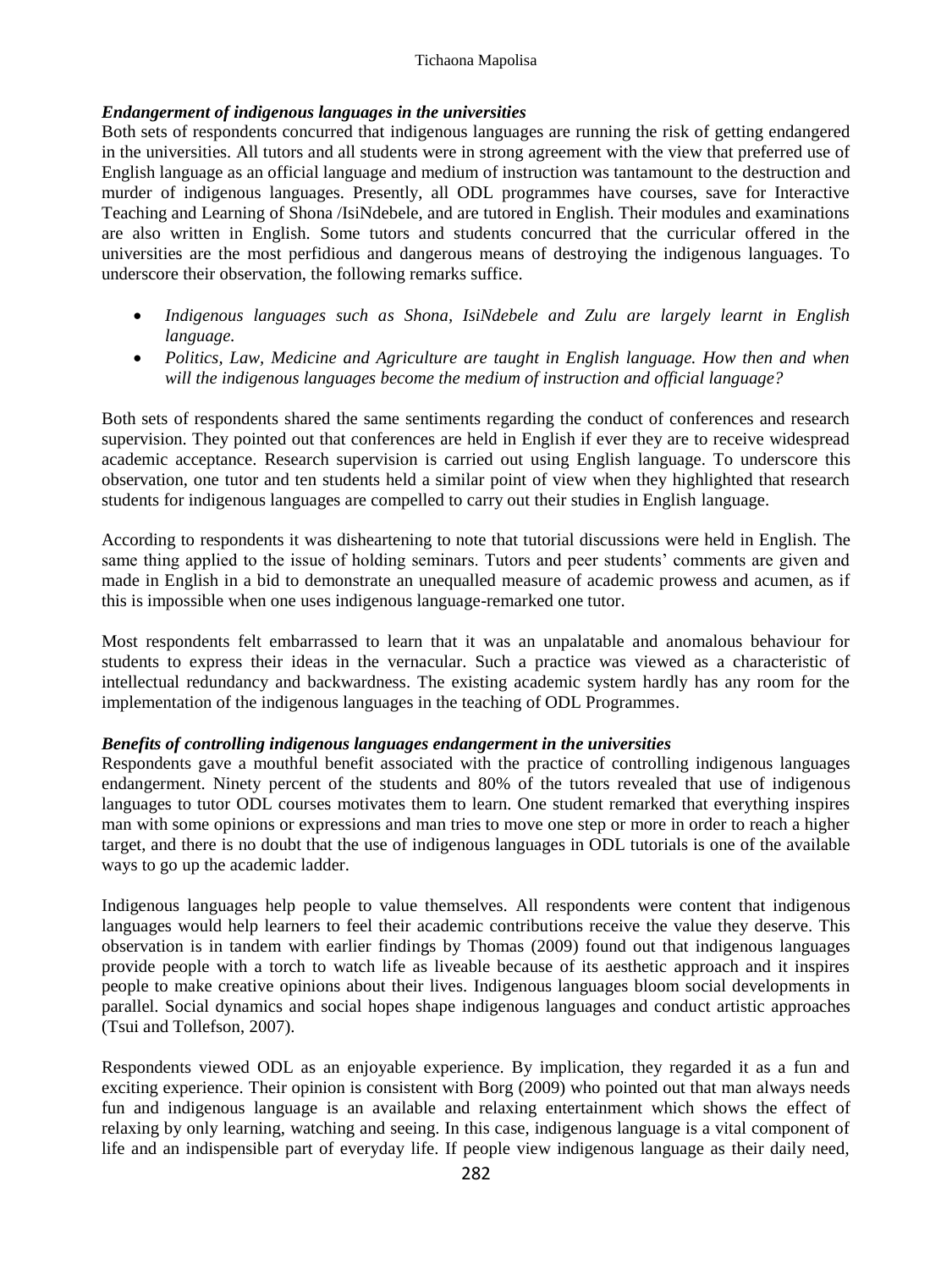### *Endangerment of indigenous languages in the universities*

Both sets of respondents concurred that indigenous languages are running the risk of getting endangered in the universities. All tutors and all students were in strong agreement with the view that preferred use of English language as an official language and medium of instruction was tantamount to the destruction and murder of indigenous languages. Presently, all ODL programmes have courses, save for Interactive Teaching and Learning of Shona /IsiNdebele, and are tutored in English. Their modules and examinations are also written in English. Some tutors and students concurred that the curricular offered in the universities are the most perfidious and dangerous means of destroying the indigenous languages. To underscore their observation, the following remarks suffice.

- *Indigenous languages such as Shona, IsiNdebele and Zulu are largely learnt in English language.*
- *Politics, Law, Medicine and Agriculture are taught in English language. How then and when will the indigenous languages become the medium of instruction and official language?*

Both sets of respondents shared the same sentiments regarding the conduct of conferences and research supervision. They pointed out that conferences are held in English if ever they are to receive widespread academic acceptance. Research supervision is carried out using English language. To underscore this observation, one tutor and ten students held a similar point of view when they highlighted that research students for indigenous languages are compelled to carry out their studies in English language.

According to respondents it was disheartening to note that tutorial discussions were held in English. The same thing applied to the issue of holding seminars. Tutors and peer students' comments are given and made in English in a bid to demonstrate an unequalled measure of academic prowess and acumen, as if this is impossible when one uses indigenous language-remarked one tutor.

Most respondents felt embarrassed to learn that it was an unpalatable and anomalous behaviour for students to express their ideas in the vernacular. Such a practice was viewed as a characteristic of intellectual redundancy and backwardness. The existing academic system hardly has any room for the implementation of the indigenous languages in the teaching of ODL Programmes.

### *Benefits of controlling indigenous languages endangerment in the universities*

Respondents gave a mouthful benefit associated with the practice of controlling indigenous languages endangerment. Ninety percent of the students and 80% of the tutors revealed that use of indigenous languages to tutor ODL courses motivates them to learn. One student remarked that everything inspires man with some opinions or expressions and man tries to move one step or more in order to reach a higher target, and there is no doubt that the use of indigenous languages in ODL tutorials is one of the available ways to go up the academic ladder.

Indigenous languages help people to value themselves. All respondents were content that indigenous languages would help learners to feel their academic contributions receive the value they deserve. This observation is in tandem with earlier findings by Thomas (2009) found out that indigenous languages provide people with a torch to watch life as liveable because of its aesthetic approach and it inspires people to make creative opinions about their lives. Indigenous languages bloom social developments in parallel. Social dynamics and social hopes shape indigenous languages and conduct artistic approaches (Tsui and Tollefson, 2007).

Respondents viewed ODL as an enjoyable experience. By implication, they regarded it as a fun and exciting experience. Their opinion is consistent with Borg (2009) who pointed out that man always needs fun and indigenous language is an available and relaxing entertainment which shows the effect of relaxing by only learning, watching and seeing. In this case, indigenous language is a vital component of life and an indispensible part of everyday life. If people view indigenous language as their daily need,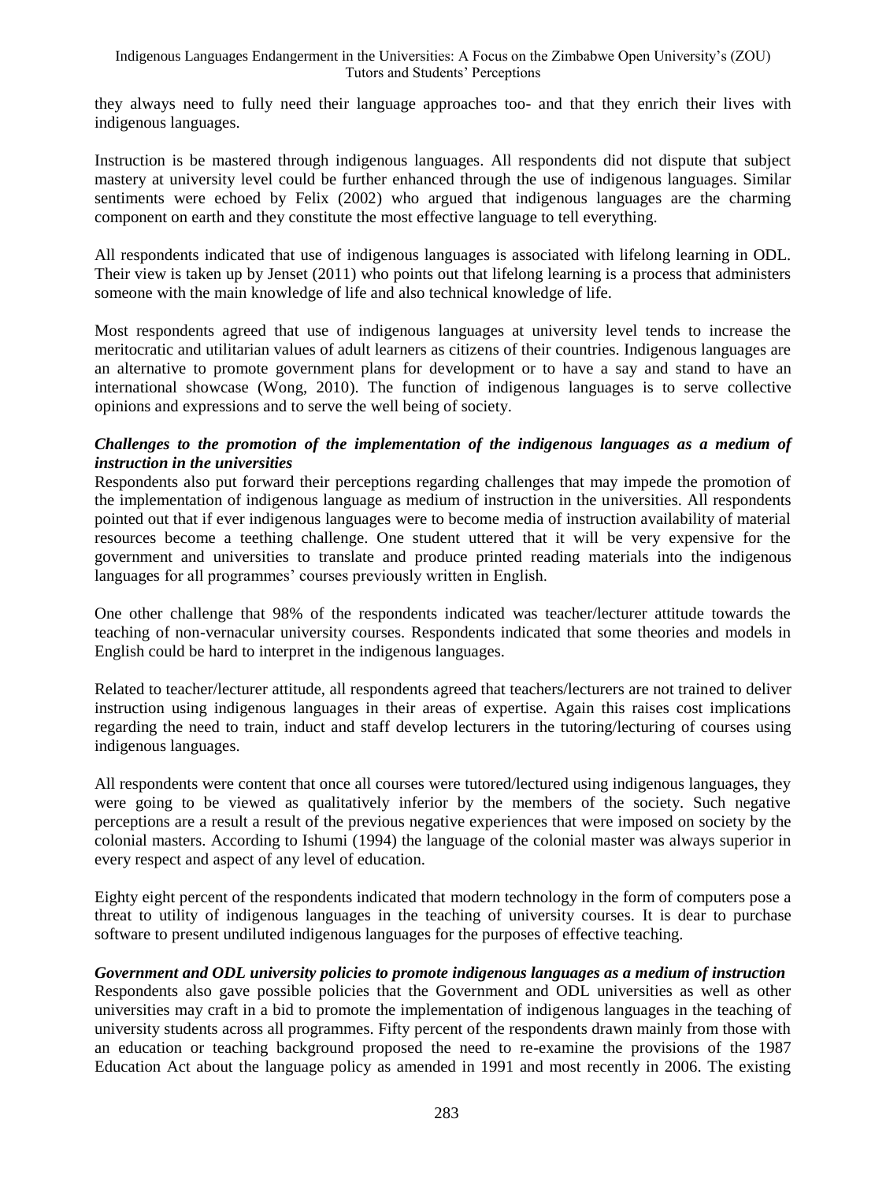they always need to fully need their language approaches too- and that they enrich their lives with indigenous languages.

Instruction is be mastered through indigenous languages. All respondents did not dispute that subject mastery at university level could be further enhanced through the use of indigenous languages. Similar sentiments were echoed by Felix (2002) who argued that indigenous languages are the charming component on earth and they constitute the most effective language to tell everything.

All respondents indicated that use of indigenous languages is associated with lifelong learning in ODL. Their view is taken up by Jenset (2011) who points out that lifelong learning is a process that administers someone with the main knowledge of life and also technical knowledge of life.

Most respondents agreed that use of indigenous languages at university level tends to increase the meritocratic and utilitarian values of adult learners as citizens of their countries. Indigenous languages are an alternative to promote government plans for development or to have a say and stand to have an international showcase (Wong, 2010). The function of indigenous languages is to serve collective opinions and expressions and to serve the well being of society.

***Challenges to the promotion of the implementation of the indigenous languages as a medium of instruction in the universities***

Respondents also put forward their perceptions regarding challenges that may impede the promotion of the implementation of indigenous language as medium of instruction in the universities. All respondents pointed out that if ever indigenous languages were to become media of instruction availability of material resources become a teething challenge. One student uttered that it will be very expensive for the government and universities to translate and produce printed reading materials into the indigenous languages for all programmes' courses previously written in English.

One other challenge that 98% of the respondents indicated was teacher/lecturer attitude towards the teaching of non-vernacular university courses. Respondents indicated that some theories and models in English could be hard to interpret in the indigenous languages.

Related to teacher/lecturer attitude, all respondents agreed that teachers/lecturers are not trained to deliver instruction using indigenous languages in their areas of expertise. Again this raises cost implications regarding the need to train, induct and staff develop lecturers in the tutoring/lecturing of courses using indigenous languages.

All respondents were content that once all courses were tutored/lectured using indigenous languages, they were going to be viewed as qualitatively inferior by the members of the society. Such negative perceptions are a result a result of the previous negative experiences that were imposed on society by the colonial masters. According to Ishumi (1994) the language of the colonial master was always superior in every respect and aspect of any level of education.

Eighty eight percent of the respondents indicated that modern technology in the form of computers pose a threat to utility of indigenous languages in the teaching of university courses. It is dear to purchase software to present undiluted indigenous languages for the purposes of effective teaching.

***Government and ODL university policies to promote indigenous languages as a medium of instruction***

Respondents also gave possible policies that the Government and ODL universities as well as other universities may craft in a bid to promote the implementation of indigenous languages in the teaching of university students across all programmes. Fifty percent of the respondents drawn mainly from those with an education or teaching background proposed the need to re-examine the provisions of the 1987 Education Act about the language policy as amended in 1991 and most recently in 2006. The existing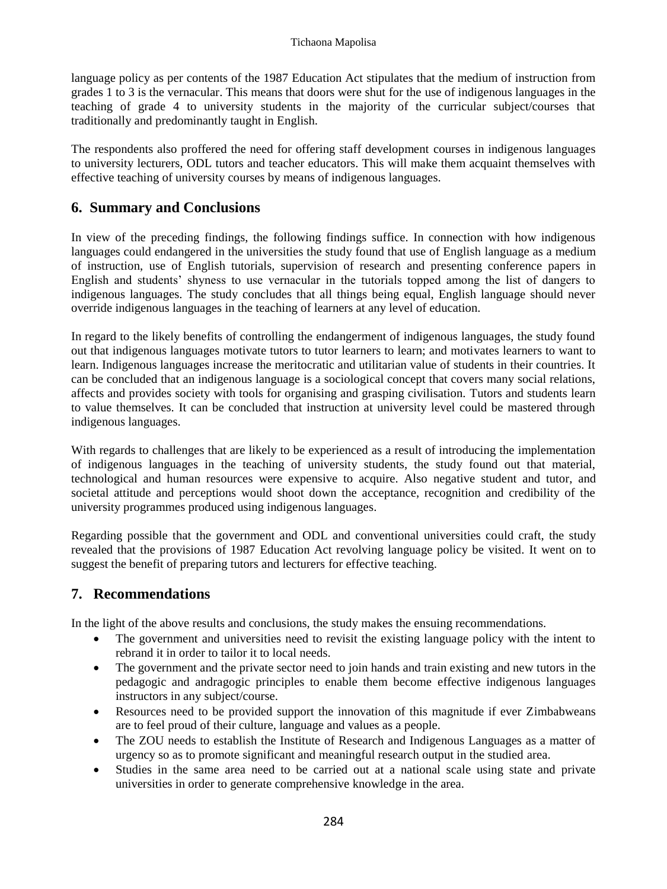language policy as per contents of the 1987 Education Act stipulates that the medium of instruction from grades 1 to 3 is the vernacular. This means that doors were shut for the use of indigenous languages in the teaching of grade 4 to university students in the majority of the curricular subject/courses that traditionally and predominantly taught in English.

The respondents also proffered the need for offering staff development courses in indigenous languages to university lecturers, ODL tutors and teacher educators. This will make them acquaint themselves with effective teaching of university courses by means of indigenous languages.

## 6. Summary and Conclusions

In view of the preceding findings, the following findings suffice. In connection with how indigenous languages could endangered in the universities the study found that use of English language as a medium of instruction, use of English tutorials, supervision of research and presenting conference papers in English and students' shyness to use vernacular in the tutorials topped among the list of dangers to indigenous languages. The study concludes that all things being equal, English language should never override indigenous languages in the teaching of learners at any level of education.

In regard to the likely benefits of controlling the endangerment of indigenous languages, the study found out that indigenous languages motivate tutors to tutor learners to learn; and motivates learners to want to learn. Indigenous languages increase the meritocratic and utilitarian value of students in their countries. It can be concluded that an indigenous language is a sociological concept that covers many social relations, affects and provides society with tools for organising and grasping civilisation. Tutors and students learn to value themselves. It can be concluded that instruction at university level could be mastered through indigenous languages.

With regards to challenges that are likely to be experienced as a result of introducing the implementation of indigenous languages in the teaching of university students, the study found out that material, technological and human resources were expensive to acquire. Also negative student and tutor, and societal attitude and perceptions would shoot down the acceptance, recognition and credibility of the university programmes produced using indigenous languages.

Regarding possible that the government and ODL and conventional universities could craft, the study revealed that the provisions of 1987 Education Act revolving language policy be visited. It went on to suggest the benefit of preparing tutors and lecturers for effective teaching.

## 7. Recommendations

In the light of the above results and conclusions, the study makes the ensuing recommendations.

- The government and universities need to revisit the existing language policy with the intent to rebrand it in order to tailor it to local needs.
- The government and the private sector need to join hands and train existing and new tutors in the pedagogic and andragogic principles to enable them become effective indigenous languages instructors in any subject/course.
- Resources need to be provided support the innovation of this magnitude if ever Zimbabweans are to feel proud of their culture, language and values as a people.
- The ZOU needs to establish the Institute of Research and Indigenous Languages as a matter of urgency so as to promote significant and meaningful research output in the studied area.
- Studies in the same area need to be carried out at a national scale using state and private universities in order to generate comprehensive knowledge in the area.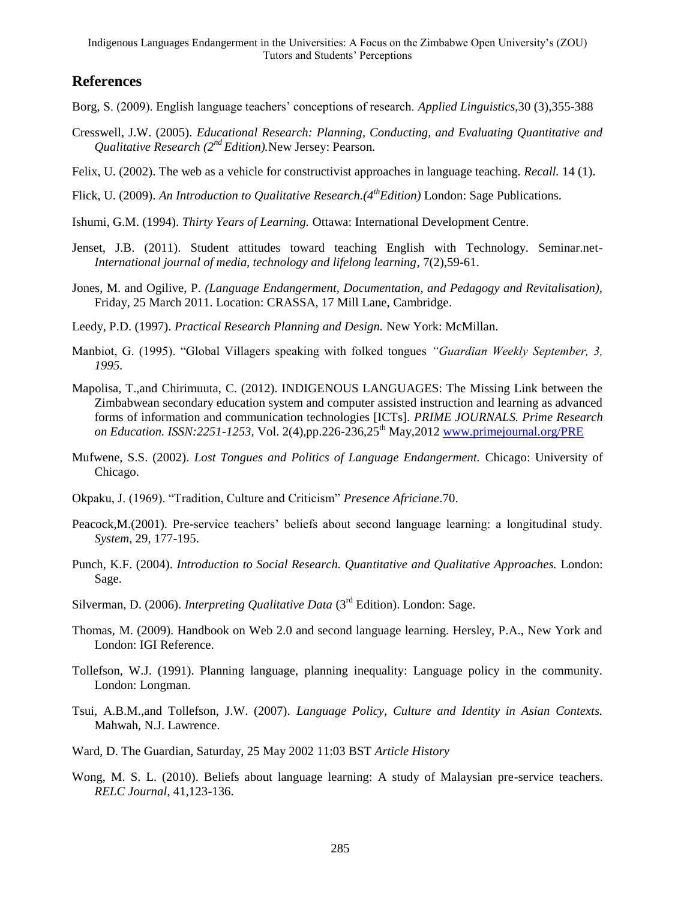## References

Borg, S. (2009). English language teachers' conceptions of research. *Applied Linguistics,*30 (3),355-388

Cresswell, J.W. (2005). *Educational Research: Planning, Conducting, and Evaluating Quantitative and Qualitative Research (2nd Edition).*New Jersey: Pearson.

Felix, U. (2002). The web as a vehicle for constructivist approaches in language teaching. *Recall.* 14 (1).

Flick, U. (2009). *An Introduction to Qualitative Research.(4thEdition)* London: Sage Publications.

Ishumi, G.M. (1994). *Thirty Years of Learning.* Ottawa: International Development Centre.

Jenset, J.B. (2011). Student attitudes toward teaching English with Technology. Seminar.net- *International journal of media, technology and lifelong learning*, 7(2),59-61.

Jones, M. and Ogilive, P. *(Language Endangerment, Documentation, and Pedagogy and Revitalisation),* Friday, 25 March 2011. Location: CRASSA, 17 Mill Lane, Cambridge.

Leedy, P.D. (1997). *Practical Research Planning and Design.* New York: McMillan.

Manbiot, G. (1995). "Global Villagers speaking with folked tongues *"Guardian Weekly September, 3, 1995.*

Mapolisa, T.,and Chirimuuta, C. (2012). INDIGENOUS LANGUAGES: The Missing Link between the Zimbabwean secondary education system and computer assisted instruction and learning as advanced forms of information and communication technologies [ICTs]. *PRIME JOURNALS. Prime Research on Education. ISSN:2251-1253,* Vol. 2(4),pp.226-236,25th May,2012 www.primejournal.org/PRE

Mufwene, S.S. (2002). *Lost Tongues and Politics of Language Endangerment.* Chicago: University of Chicago.

Okpaku, J. (1969). "Tradition, Culture and Criticism" *Presence Africiane*.70.

Peacock,M.(2001). Pre-service teachers' beliefs about second language learning: a longitudinal study. *System*, 29, 177-195.

Punch, K.F. (2004). *Introduction to Social Research. Quantitative and Qualitative Approaches.* London: Sage.

Silverman, D. (2006). *Interpreting Qualitative Data* (3rd Edition). London: Sage.

Thomas, M. (2009). Handbook on Web 2.0 and second language learning. Hersley, P.A., New York and London: IGI Reference.

Tollefson, W.J. (1991). Planning language, planning inequality: Language policy in the community. London: Longman.

Tsui, A.B.M.,and Tollefson, J.W. (2007). *Language Policy, Culture and Identity in Asian Contexts.* Mahwah, N.J. Lawrence.

Ward, D. The Guardian, Saturday, 25 May 2002 11:03 BST *Article History*

Wong, M. S. L. (2010). Beliefs about language learning: A study of Malaysian pre-service teachers. *RELC Journal*, 41,123-136.